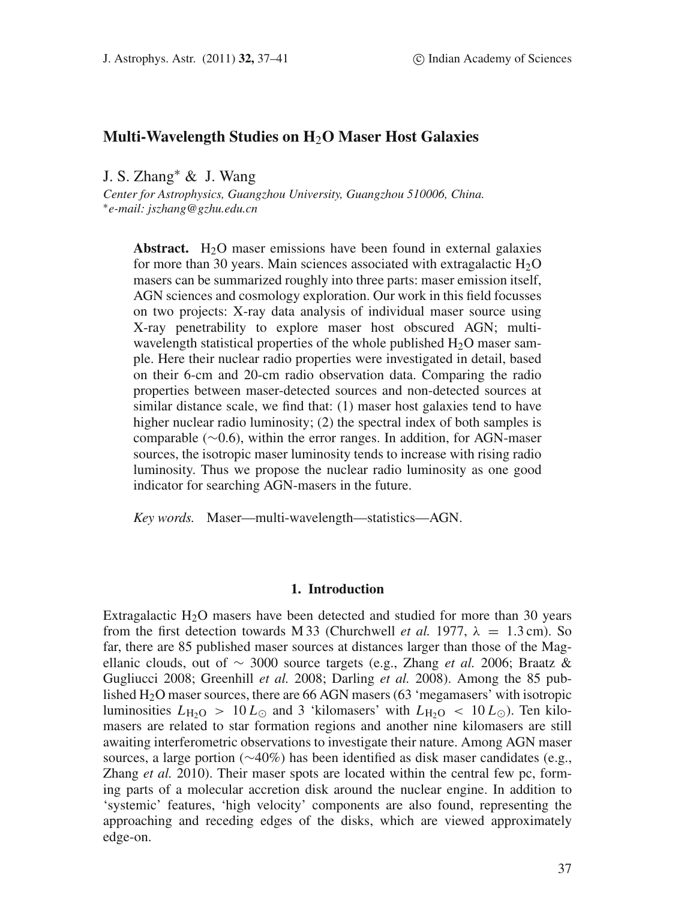# Multi-Wavelength Studies on $H_2O$ Maser Host Galaxies

J. S. Zhang* & J. Wang

*Center for Astrophysics, Guangzhou University, Guangzhou 510006, China.*
*\*e-mail: jszhang@gzhu.edu.cn*

**Abstract.** $H_2O$ maser emissions have been found in external galaxies for more than 30 years. Main sciences associated with extragalactic $H_2O$ masers can be summarized roughly into three parts: maser emission itself, AGN sciences and cosmology exploration. Our work in this field focusses on two projects: X-ray data analysis of individual maser source using X-ray penetrability to explore maser host obscured AGN; multi-wavelength statistical properties of the whole published $H_2O$ maser sample. Here their nuclear radio properties were investigated in detail, based on their 6-cm and 20-cm radio observation data. Comparing the radio properties between maser-detected sources and non-detected sources at similar distance scale, we find that: (1) maser host galaxies tend to have higher nuclear radio luminosity; (2) the spectral index of both samples is comparable ($\sim$0.6), within the error ranges. In addition, for AGN-maser sources, the isotropic maser luminosity tends to increase with rising radio luminosity. Thus we propose the nuclear radio luminosity as one good indicator for searching AGN-masers in the future.

*Key words.* Maser—multi-wavelength—statistics—AGN.

## 1. Introduction

Extragalactic $H_2O$ masers have been detected and studied for more than 30 years from the first detection towards M 33 (Churchwell *et al.* 1977, $\lambda = 1.3$ cm). So far, there are 85 published maser sources at distances larger than those of the Magellanic clouds, out of $\sim$ 3000 source targets (e.g., Zhang *et al.* 2006; Braatz & Gugliucci 2008; Greenhill *et al.* 2008; Darling *et al.* 2008). Among the 85 published $H_2O$ maser sources, there are 66 AGN masers (63 'megamasers' with isotropic luminosities $L_{H_2O} > 10\,L_\odot$ and 3 'kilomasers' with $L_{H_2O} < 10\,L_\odot$). Ten kilomasers are related to star formation regions and another nine kilomasers are still awaiting interferometric observations to investigate their nature. Among AGN maser sources, a large portion ($\sim$40%) has been identified as disk maser candidates (e.g., Zhang *et al.* 2010). Their maser spots are located within the central few pc, forming parts of a molecular accretion disk around the nuclear engine. In addition to 'systemic' features, 'high velocity' components are also found, representing the approaching and receding edges of the disks, which are viewed approximately edge-on.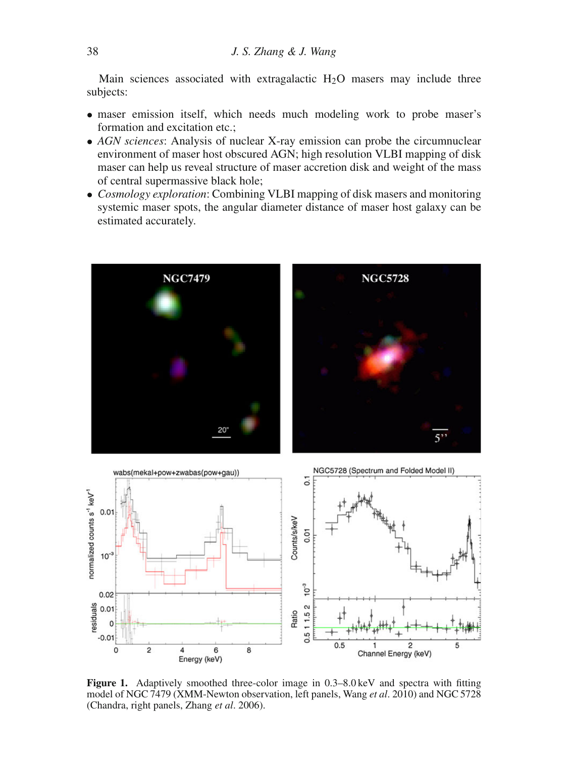Main sciences associated with extragalactic $H_2O$ masers may include three subjects:

- maser emission itself, which needs much modeling work to probe maser's formation and excitation etc.;
- *AGN sciences*: Analysis of nuclear X-ray emission can probe the circumnuclear environment of maser host obscured AGN; high resolution VLBI mapping of disk maser can help us reveal structure of maser accretion disk and weight of the mass of central supermassive black hole;
- *Cosmology exploration*: Combining VLBI mapping of disk masers and monitoring systemic maser spots, the angular diameter distance of maser host galaxy can be estimated accurately.

**Figure 1.** Adaptively smoothed three-color image in 0.3–8.0 keV and spectra with fitting model of NGC 7479 (XMM-Newton observation, left panels, Wang *et al*. 2010) and NGC 5728 (Chandra, right panels, Zhang *et al*. 2006).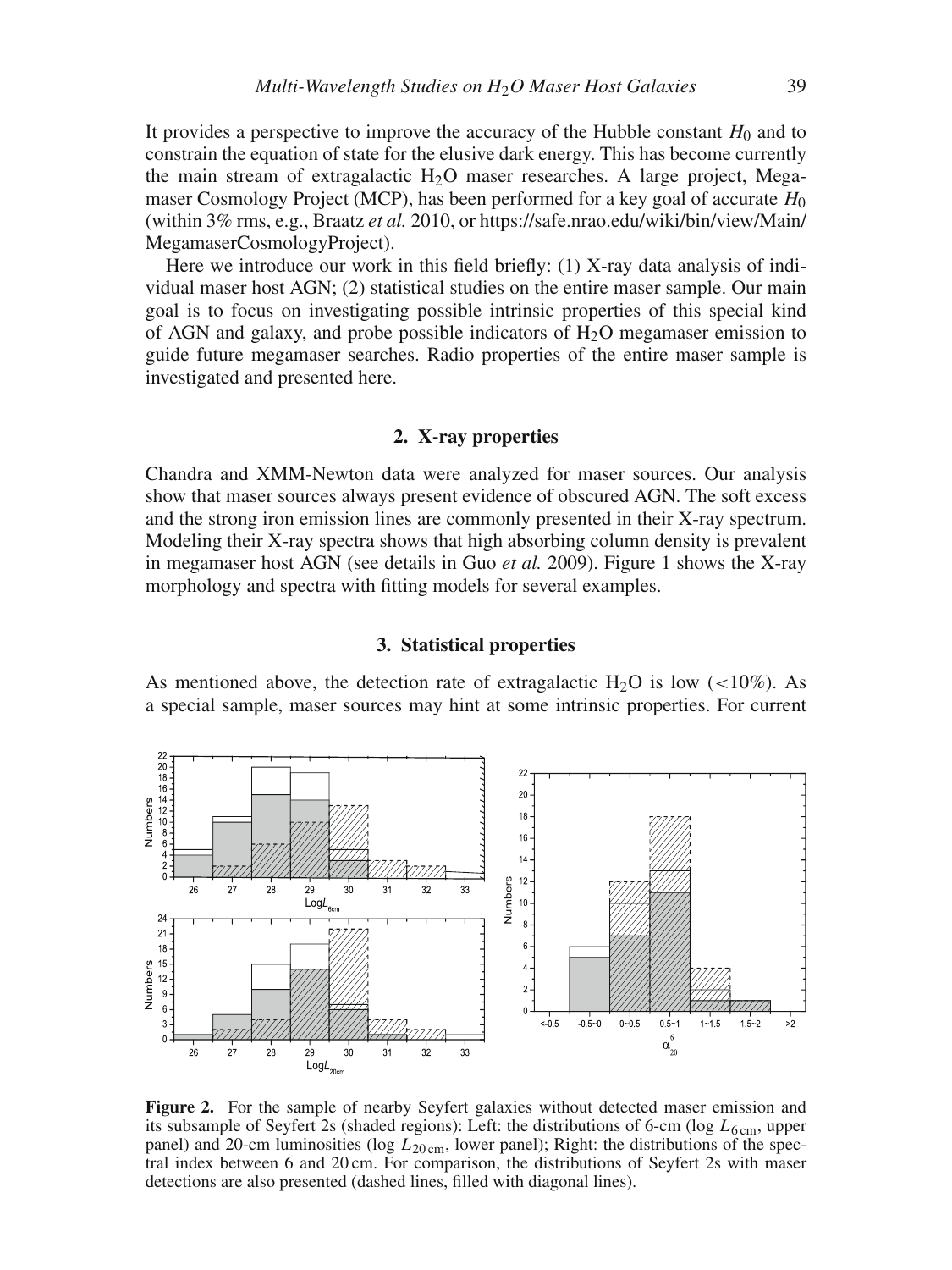It provides a perspective to improve the accuracy of the Hubble constant $H_0$ and to constrain the equation of state for the elusive dark energy. This has become currently the main stream of extragalactic $H_2O$ maser researches. A large project, Megamaser Cosmology Project (MCP), has been performed for a key goal of accurate $H_0$ (within 3% rms, e.g., Braatz *et al.* 2010, or https://safe.nrao.edu/wiki/bin/view/Main/MegamaserCosmologyProject).

Here we introduce our work in this field briefly: (1) X-ray data analysis of individual maser host AGN; (2) statistical studies on the entire maser sample. Our main goal is to focus on investigating possible intrinsic properties of this special kind of AGN and galaxy, and probe possible indicators of $H_2O$ megamaser emission to guide future megamaser searches. Radio properties of the entire maser sample is investigated and presented here.

## 2. X-ray properties

Chandra and XMM-Newton data were analyzed for maser sources. Our analysis show that maser sources always present evidence of obscured AGN. The soft excess and the strong iron emission lines are commonly presented in their X-ray spectrum. Modeling their X-ray spectra shows that high absorbing column density is prevalent in megamaser host AGN (see details in Guo *et al.* 2009). Figure 1 shows the X-ray morphology and spectra with fitting models for several examples.

## 3. Statistical properties

As mentioned above, the detection rate of extragalactic $H_2O$ is low (<10%). As a special sample, maser sources may hint at some intrinsic properties. For current

**Figure 2.** For the sample of nearby Seyfert galaxies without detected maser emission and its subsample of Seyfert 2s (shaded regions): Left: the distributions of 6-cm ($\log L_{6\,\mathrm{cm}}$, upper panel) and 20-cm luminosities ($\log L_{20\,\mathrm{cm}}$, lower panel); Right: the distributions of the spectral index between 6 and 20 cm. For comparison, the distributions of Seyfert 2s with maser detections are also presented (dashed lines, filled with diagonal lines).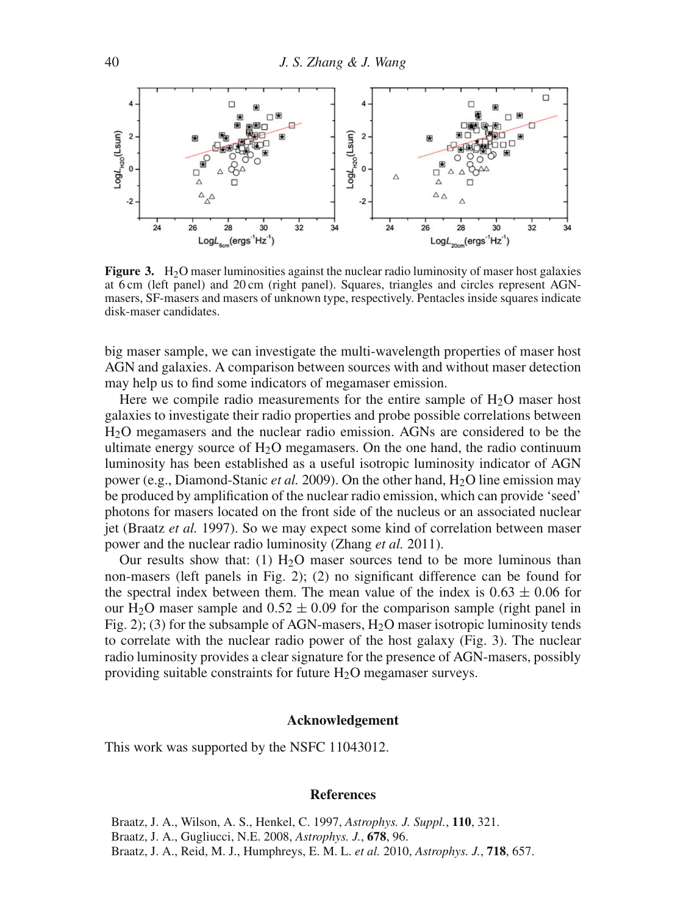**Figure 3.** $H_2O$ maser luminosities against the nuclear radio luminosity of maser host galaxies at 6 cm (left panel) and 20 cm (right panel). Squares, triangles and circles represent AGN-masers, SF-masers and masers of unknown type, respectively. Pentacles inside squares indicate disk-maser candidates.

big maser sample, we can investigate the multi-wavelength properties of maser host AGN and galaxies. A comparison between sources with and without maser detection may help us to find some indicators of megamaser emission.

Here we compile radio measurements for the entire sample of $H_2O$ maser host galaxies to investigate their radio properties and probe possible correlations between $H_2O$ megamasers and the nuclear radio emission. AGNs are considered to be the ultimate energy source of $H_2O$ megamasers. On the one hand, the radio continuum luminosity has been established as a useful isotropic luminosity indicator of AGN power (e.g., Diamond-Stanic *et al.* 2009). On the other hand, $H_2O$ line emission may be produced by amplification of the nuclear radio emission, which can provide 'seed' photons for masers located on the front side of the nucleus or an associated nuclear jet (Braatz *et al.* 1997). So we may expect some kind of correlation between maser power and the nuclear radio luminosity (Zhang *et al.* 2011).

Our results show that: (1) $H_2O$ maser sources tend to be more luminous than non-masers (left panels in Fig. 2); (2) no significant difference can be found for the spectral index between them. The mean value of the index is $0.63 \pm 0.06$ for our $H_2O$ maser sample and $0.52 \pm 0.09$ for the comparison sample (right panel in Fig. 2); (3) for the subsample of AGN-masers, $H_2O$ maser isotropic luminosity tends to correlate with the nuclear radio power of the host galaxy (Fig. 3). The nuclear radio luminosity provides a clear signature for the presence of AGN-masers, possibly providing suitable constraints for future $H_2O$ megamaser surveys.

## Acknowledgement

This work was supported by the NSFC 11043012.

## References

Braatz, J. A., Wilson, A. S., Henkel, C. 1997, *Astrophys. J. Suppl.*, **110**, 321.
Braatz, J. A., Gugliucci, N.E. 2008, *Astrophys. J.*, **678**, 96.
Braatz, J. A., Reid, M. J., Humphreys, E. M. L. *et al.* 2010, *Astrophys. J.*, **718**, 657.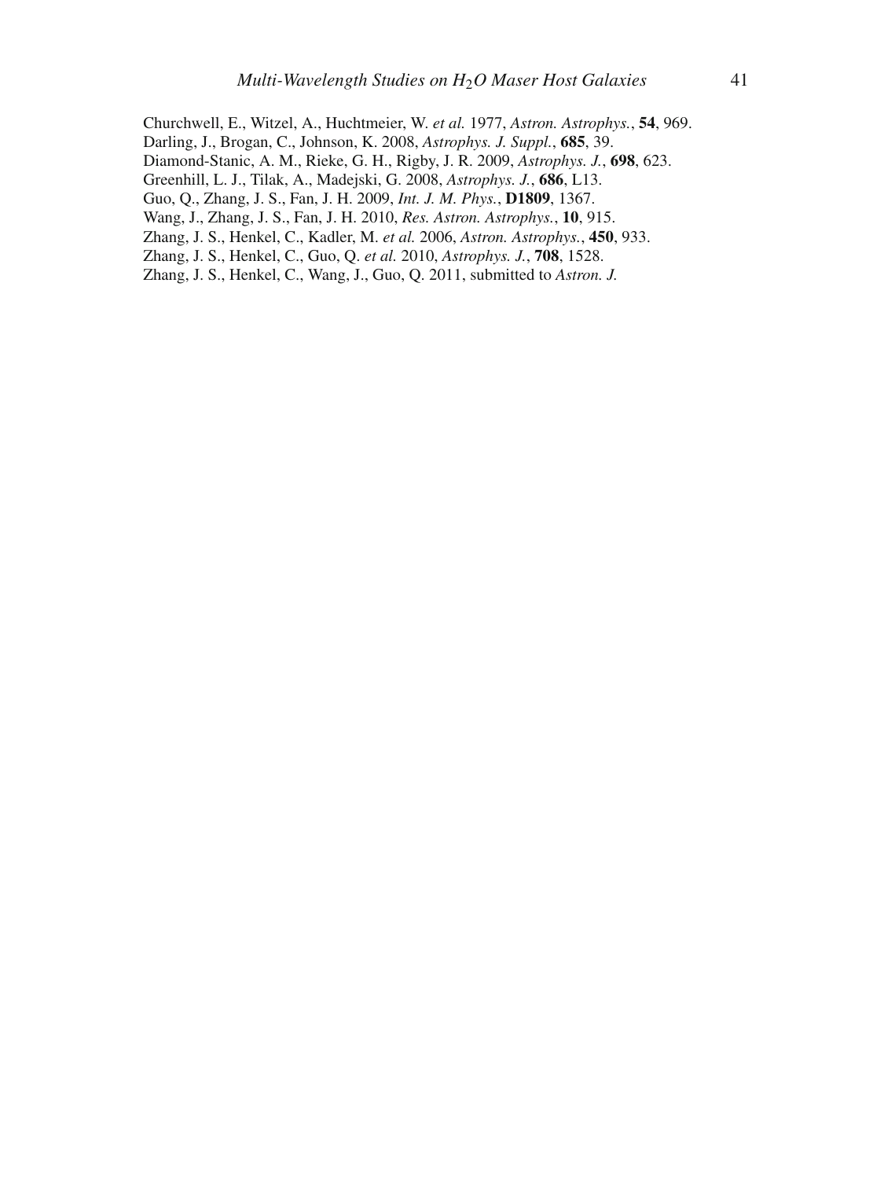Churchwell, E., Witzel, A., Huchtmeier, W. *et al.* 1977, *Astron. Astrophys.*, **54**, 969.
Darling, J., Brogan, C., Johnson, K. 2008, *Astrophys. J. Suppl.*, **685**, 39.
Diamond-Stanic, A. M., Rieke, G. H., Rigby, J. R. 2009, *Astrophys. J.*, **698**, 623.
Greenhill, L. J., Tilak, A., Madejski, G. 2008, *Astrophys. J.*, **686**, L13.
Guo, Q., Zhang, J. S., Fan, J. H. 2009, *Int. J. M. Phys.*, **D1809**, 1367.
Wang, J., Zhang, J. S., Fan, J. H. 2010, *Res. Astron. Astrophys.*, **10**, 915.
Zhang, J. S., Henkel, C., Kadler, M. *et al.* 2006, *Astron. Astrophys.*, **450**, 933.
Zhang, J. S., Henkel, C., Guo, Q. *et al.* 2010, *Astrophys. J.*, **708**, 1528.
Zhang, J. S., Henkel, C., Wang, J., Guo, Q. 2011, submitted to *Astron. J.*